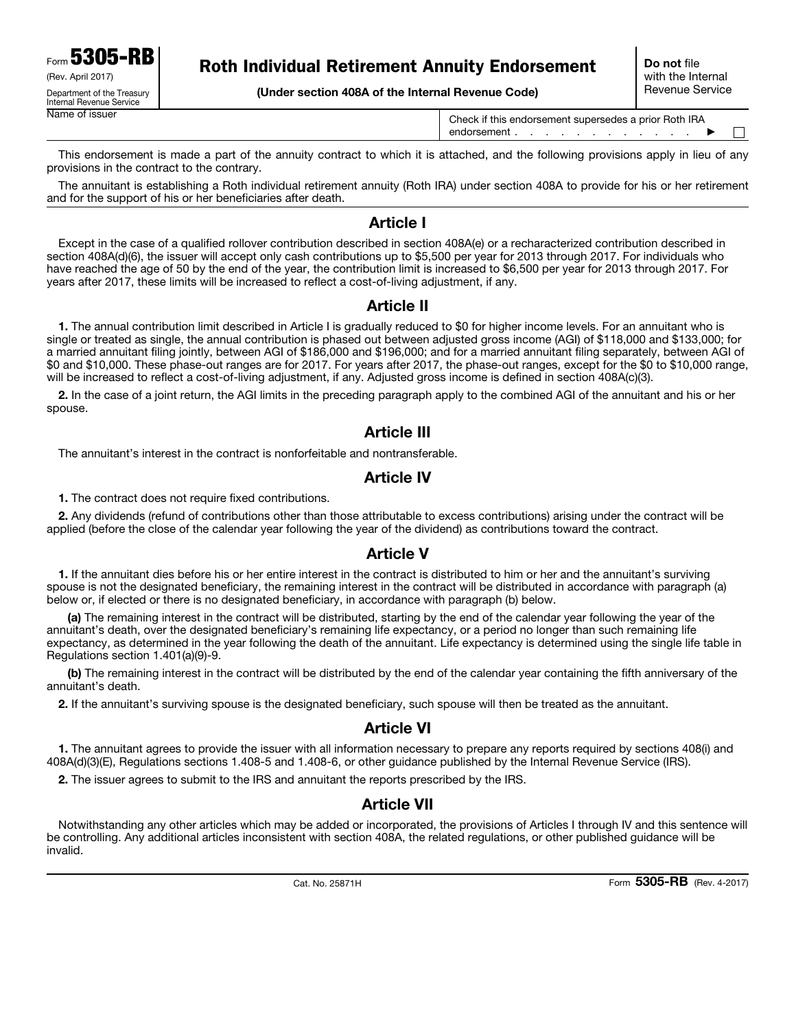Form **5305-RB**
(Rev. April 2017)
Department of the Treasury
Internal Revenue Service

# Roth Individual Retirement Annuity Endorsement

**(Under section 408A of the Internal Revenue Code)**

**Do not** file with the Internal Revenue Service

Name of issuer

Check if this endorsement supersedes a prior Roth IRA endorsement . . . . . . . . . . . . ▶ ☐

This endorsement is made a part of the annuity contract to which it is attached, and the following provisions apply in lieu of any provisions in the contract to the contrary.

The annuitant is establishing a Roth individual retirement annuity (Roth IRA) under section 408A to provide for his or her retirement and for the support of his or her beneficiaries after death.

## Article I

Except in the case of a qualified rollover contribution described in section 408A(e) or a recharacterized contribution described in section 408A(d)(6), the issuer will accept only cash contributions up to $5,500 per year for 2013 through 2017. For individuals who have reached the age of 50 by the end of the year, the contribution limit is increased to $6,500 per year for 2013 through 2017. For years after 2017, these limits will be increased to reflect a cost-of-living adjustment, if any.

## Article II

**1.** The annual contribution limit described in Article I is gradually reduced to $0 for higher income levels. For an annuitant who is single or treated as single, the annual contribution is phased out between adjusted gross income (AGI) of $118,000 and $133,000; for a married annuitant filing jointly, between AGI of $186,000 and $196,000; and for a married annuitant filing separately, between AGI of $0 and $10,000. These phase-out ranges are for 2017. For years after 2017, the phase-out ranges, except for the $0 to $10,000 range, will be increased to reflect a cost-of-living adjustment, if any. Adjusted gross income is defined in section 408A(c)(3).

**2.** In the case of a joint return, the AGI limits in the preceding paragraph apply to the combined AGI of the annuitant and his or her spouse.

## Article III

The annuitant's interest in the contract is nonforfeitable and nontransferable.

## Article IV

**1.** The contract does not require fixed contributions.

**2.** Any dividends (refund of contributions other than those attributable to excess contributions) arising under the contract will be applied (before the close of the calendar year following the year of the dividend) as contributions toward the contract.

## Article V

**1.** If the annuitant dies before his or her entire interest in the contract is distributed to him or her and the annuitant's surviving spouse is not the designated beneficiary, the remaining interest in the contract will be distributed in accordance with paragraph (a) below or, if elected or there is no designated beneficiary, in accordance with paragraph (b) below.

**(a)** The remaining interest in the contract will be distributed, starting by the end of the calendar year following the year of the annuitant's death, over the designated beneficiary's remaining life expectancy, or a period no longer than such remaining life expectancy, as determined in the year following the death of the annuitant. Life expectancy is determined using the single life table in Regulations section 1.401(a)(9)-9.

**(b)** The remaining interest in the contract will be distributed by the end of the calendar year containing the fifth anniversary of the annuitant's death.

**2.** If the annuitant's surviving spouse is the designated beneficiary, such spouse will then be treated as the annuitant.

## Article VI

**1.** The annuitant agrees to provide the issuer with all information necessary to prepare any reports required by sections 408(i) and 408A(d)(3)(E), Regulations sections 1.408-5 and 1.408-6, or other guidance published by the Internal Revenue Service (IRS).

**2.** The issuer agrees to submit to the IRS and annuitant the reports prescribed by the IRS.

## Article VII

Notwithstanding any other articles which may be added or incorporated, the provisions of Articles I through IV and this sentence will be controlling. Any additional articles inconsistent with section 408A, the related regulations, or other published guidance will be invalid.

Cat. No. 25871H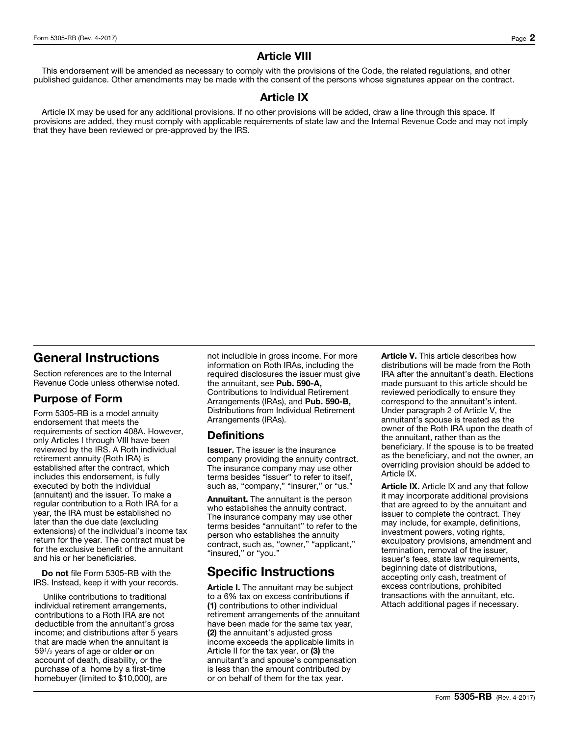## Article VIII

This endorsement will be amended as necessary to comply with the provisions of the Code, the related regulations, and other published guidance. Other amendments may be made with the consent of the persons whose signatures appear on the contract.

## Article IX

Article IX may be used for any additional provisions. If no other provisions will be added, draw a line through this space. If provisions are added, they must comply with applicable requirements of state law and the Internal Revenue Code and may not imply that they have been reviewed or pre-approved by the IRS.

---

# General Instructions

Section references are to the Internal Revenue Code unless otherwise noted.

## Purpose of Form

Form 5305-RB is a model annuity endorsement that meets the requirements of section 408A. However, only Articles I through VIII have been reviewed by the IRS. A Roth individual retirement annuity (Roth IRA) is established after the contract, which includes this endorsement, is fully executed by both the individual (annuitant) and the issuer. To make a regular contribution to a Roth IRA for a year, the IRA must be established no later than the due date (excluding extensions) of the individual's income tax return for the year. The contract must be for the exclusive benefit of the annuitant and his or her beneficiaries.

**Do not** file Form 5305-RB with the IRS. Instead, keep it with your records.

Unlike contributions to traditional individual retirement arrangements, contributions to a Roth IRA are not deductible from the annuitant's gross income; and distributions after 5 years that are made when the annuitant is $59\frac{1}{2}$ years of age or older **or** on account of death, disability, or the purchase of a home by a first-time homebuyer (limited to $10,000), are not includible in gross income. For more information on Roth IRAs, including the required disclosures the issuer must give the annuitant, see **Pub. 590-A,** Contributions to Individual Retirement Arrangements (IRAs), and **Pub. 590-B,** Distributions from Individual Retirement Arrangements (IRAs).

## Definitions

**Issuer.** The issuer is the insurance company providing the annuity contract. The insurance company may use other terms besides "issuer" to refer to itself, such as, "company," "insurer," or "us."

**Annuitant.** The annuitant is the person who establishes the annuity contract. The insurance company may use other terms besides "annuitant" to refer to the person who establishes the annuity contract, such as, "owner," "applicant," "insured," or "you."

# Specific Instructions

**Article I.** The annuitant may be subject to a 6% tax on excess contributions if **(1)** contributions to other individual retirement arrangements of the annuitant have been made for the same tax year, **(2)** the annuitant's adjusted gross income exceeds the applicable limits in Article II for the tax year, or **(3)** the annuitant's and spouse's compensation is less than the amount contributed by or on behalf of them for the tax year.

**Article V.** This article describes how distributions will be made from the Roth IRA after the annuitant's death. Elections made pursuant to this article should be reviewed periodically to ensure they correspond to the annuitant's intent. Under paragraph 2 of Article V, the annuitant's spouse is treated as the owner of the Roth IRA upon the death of the annuitant, rather than as the beneficiary. If the spouse is to be treated as the beneficiary, and not the owner, an overriding provision should be added to Article IX.

**Article IX.** Article IX and any that follow it may incorporate additional provisions that are agreed to by the annuitant and issuer to complete the contract. They may include, for example, definitions, investment powers, voting rights, exculpatory provisions, amendment and termination, removal of the issuer, issuer's fees, state law requirements, beginning date of distributions, accepting only cash, treatment of excess contributions, prohibited transactions with the annuitant, etc. Attach additional pages if necessary.